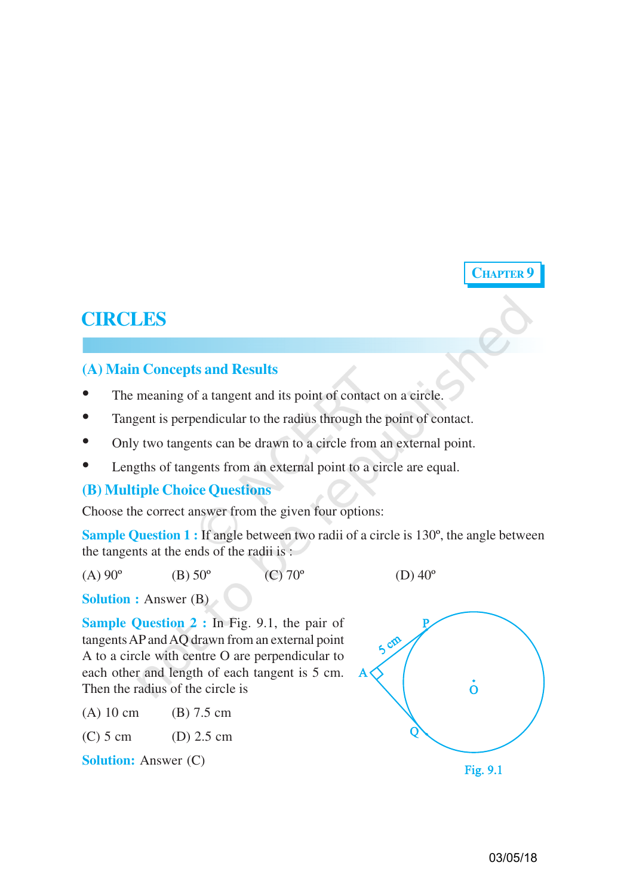CHAPTER 9

# CIRCLES

## (A) Main Concepts and Results

- The meaning of a tangent and its point of contact on a circle.
- Tangent is perpendicular to the radius through the point of contact.
- Only two tangents can be drawn to a circle from an external point.
- Lengths of tangents from an external point to a circle are equal.

## (B) Multiple Choice Questions

Choose the correct answer from the given four options:

**Sample Question 1 :** If angle between two radii of a circle is 130º, the angle between the tangents at the ends of the radii is :

(A) 90º (B) 50º (C) 70º (D) 40º

**Solution :** Answer (B)

**Sample Question 2 :** In Fig. 9.1, the pair of tangents AP and AQ drawn from an external point A to a circle with centre O are perpendicular to each other and length of each tangent is 5 cm. Then the radius of the circle is

(A) 10 cm (B) 7.5 cm

(C) 5 cm (D) 2.5 cm

**Solution:** Answer (C)

Fig. 9.1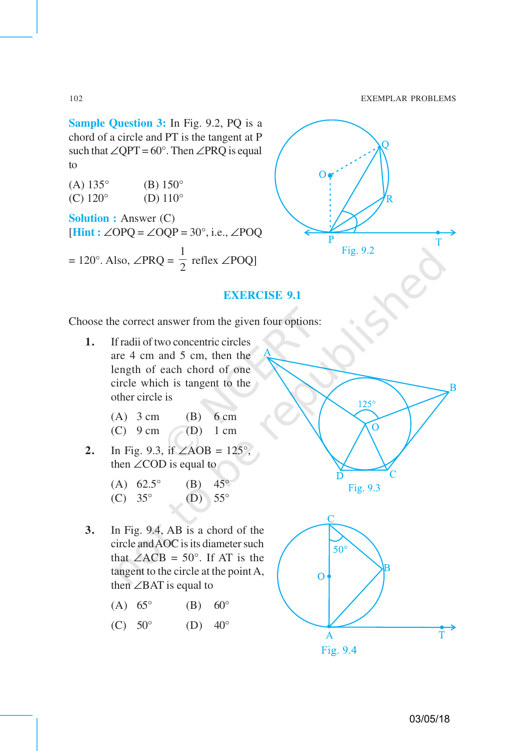**Sample Question 3:** In Fig. 9.2, PQ is a chord of a circle and PT is the tangent at P such that $\angle QPT = 60°$. Then $\angle PRQ$ is equal to

(A) 135° (B) 150°
(C) 120° (D) 110°

Fig. 9.2

**Solution :** Answer (C)

[**Hint :** $\angle OPQ = \angle OQP = 30°$, i.e., $\angle POQ = 120°$. Also, $\angle PRQ = \frac{1}{2}$ reflex $\angle POQ$]

## EXERCISE 9.1

Choose the correct answer from the given four options:

**1.** If radii of two concentric circles are 4 cm and 5 cm, then the length of each chord of one circle which is tangent to the other circle is

(A) 3 cm (B) 6 cm
(C) 9 cm (D) 1 cm

**2.** In Fig. 9.3, if $\angle AOB = 125°$, then $\angle COD$ is equal to

(A) 62.5° (B) 45°
(C) 35° (D) 55°

Fig. 9.3

**3.** In Fig. 9.4, AB is a chord of the circle and AOC is its diameter such that $\angle ACB = 50°$. If AT is the tangent to the circle at the point A, then $\angle BAT$ is equal to

(A) 65° (B) 60°
(C) 50° (D) 40°

Fig. 9.4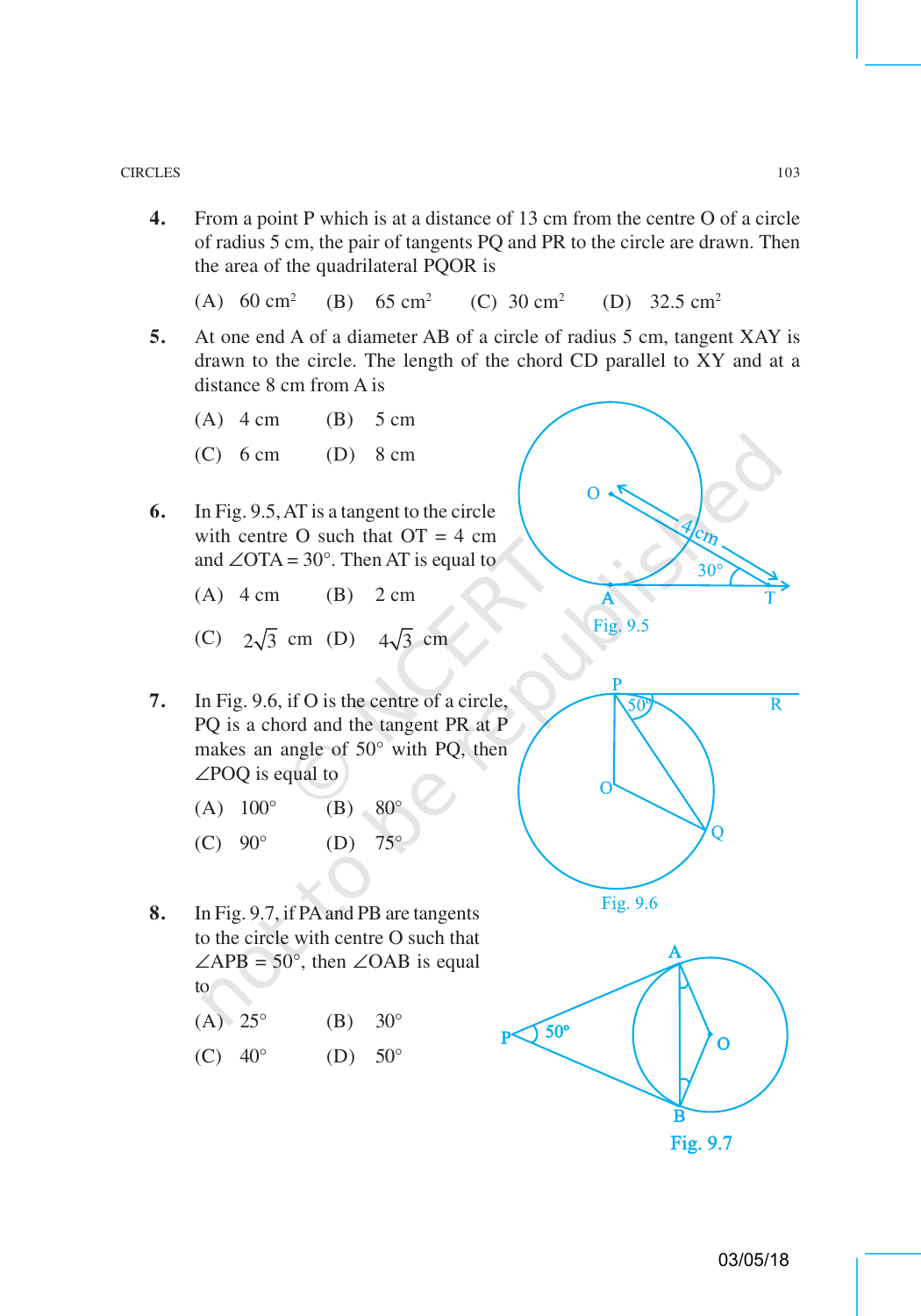4. From a point P which is at a distance of 13 cm from the centre O of a circle of radius 5 cm, the pair of tangents PQ and PR to the circle are drawn. Then the area of the quadrilateral PQOR is

   (A) 60 cm$^2$ (B) 65 cm$^2$ (C) 30 cm$^2$ (D) 32.5 cm$^2$

5. At one end A of a diameter AB of a circle of radius 5 cm, tangent XAY is drawn to the circle. The length of the chord CD parallel to XY and at a distance 8 cm from A is

   (A) 4 cm (B) 5 cm

   (C) 6 cm (D) 8 cm

6. In Fig. 9.5, AT is a tangent to the circle with centre O such that OT = 4 cm and $\angle OTA = 30°$. Then AT is equal to

   (A) 4 cm (B) 2 cm

   (C) $2\sqrt{3}$ cm (D) $4\sqrt{3}$ cm

Fig. 9.5

7. In Fig. 9.6, if O is the centre of a circle, PQ is a chord and the tangent PR at P makes an angle of 50° with PQ, then $\angle POQ$ is equal to

   (A) 100° (B) 80°

   (C) 90° (D) 75°

Fig. 9.6

8. In Fig. 9.7, if PA and PB are tangents to the circle with centre O such that $\angle APB = 50°$, then $\angle OAB$ is equal to

   (A) 25° (B) 30°

   (C) 40° (D) 50°

Fig. 9.7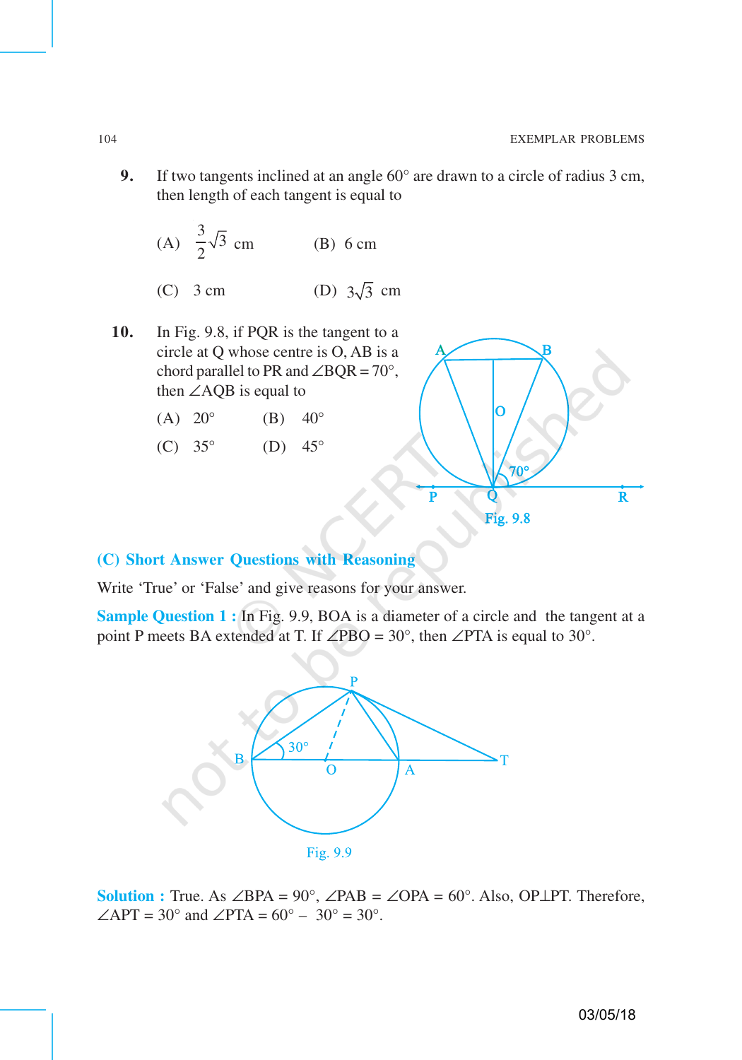9. If two tangents inclined at an angle 60° are drawn to a circle of radius 3 cm, then length of each tangent is equal to

 (A) $\frac{3}{2}\sqrt{3}$ cm  (B) 6 cm

 (C) 3 cm  (D) $3\sqrt{3}$ cm

10. In Fig. 9.8, if PQR is the tangent to a circle at Q whose centre is O, AB is a chord parallel to PR and ∠BQR = 70°, then ∠AQB is equal to

 (A) 20°  (B) 40°

 (C) 35°  (D) 45°

Fig. 9.8

### (C) Short Answer Questions with Reasoning

Write 'True' or 'False' and give reasons for your answer.

**Sample Question 1 :** In Fig. 9.9, BOA is a diameter of a circle and the tangent at a point P meets BA extended at T. If ∠PBO = 30°, then ∠PTA is equal to 30°.

Fig. 9.9

**Solution :** True. As ∠BPA = 90°, ∠PAB = ∠OPA = 60°. Also, OP⊥PT. Therefore, ∠APT = 30° and ∠PTA = 60° – 30° = 30°.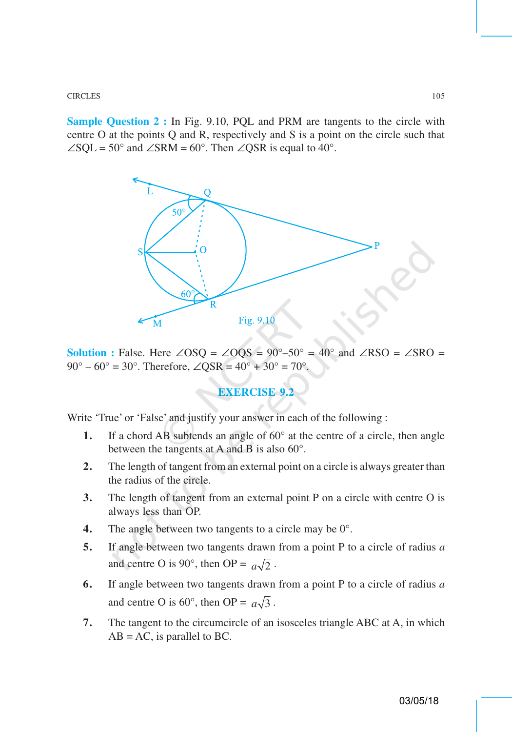**Sample Question 2 :** In Fig. 9.10, PQL and PRM are tangents to the circle with centre O at the points Q and R, respectively and S is a point on the circle such that ∠SQL = 50° and ∠SRM = 60°. Then ∠QSR is equal to 40°.

Fig. 9.10

**Solution :** False. Here ∠OSQ = ∠OQS = 90°–50° = 40° and ∠RSO = ∠SRO = 90° – 60° = 30°. Therefore, ∠QSR = 40° + 30° = 70°.

## EXERCISE 9.2

Write 'True' or 'False' and justify your answer in each of the following :

1. If a chord AB subtends an angle of 60° at the centre of a circle, then angle between the tangents at A and B is also 60°.
2. The length of tangent from an external point on a circle is always greater than the radius of the circle.
3. The length of tangent from an external point P on a circle with centre O is always less than OP.
4. The angle between two tangents to a circle may be 0°.
5. If angle between two tangents drawn from a point P to a circle of radius *a* and centre O is 90°, then OP = $a\sqrt{2}$.
6. If angle between two tangents drawn from a point P to a circle of radius *a* and centre O is 60°, then OP = $a\sqrt{3}$.
7. The tangent to the circumcircle of an isosceles triangle ABC at A, in which AB = AC, is parallel to BC.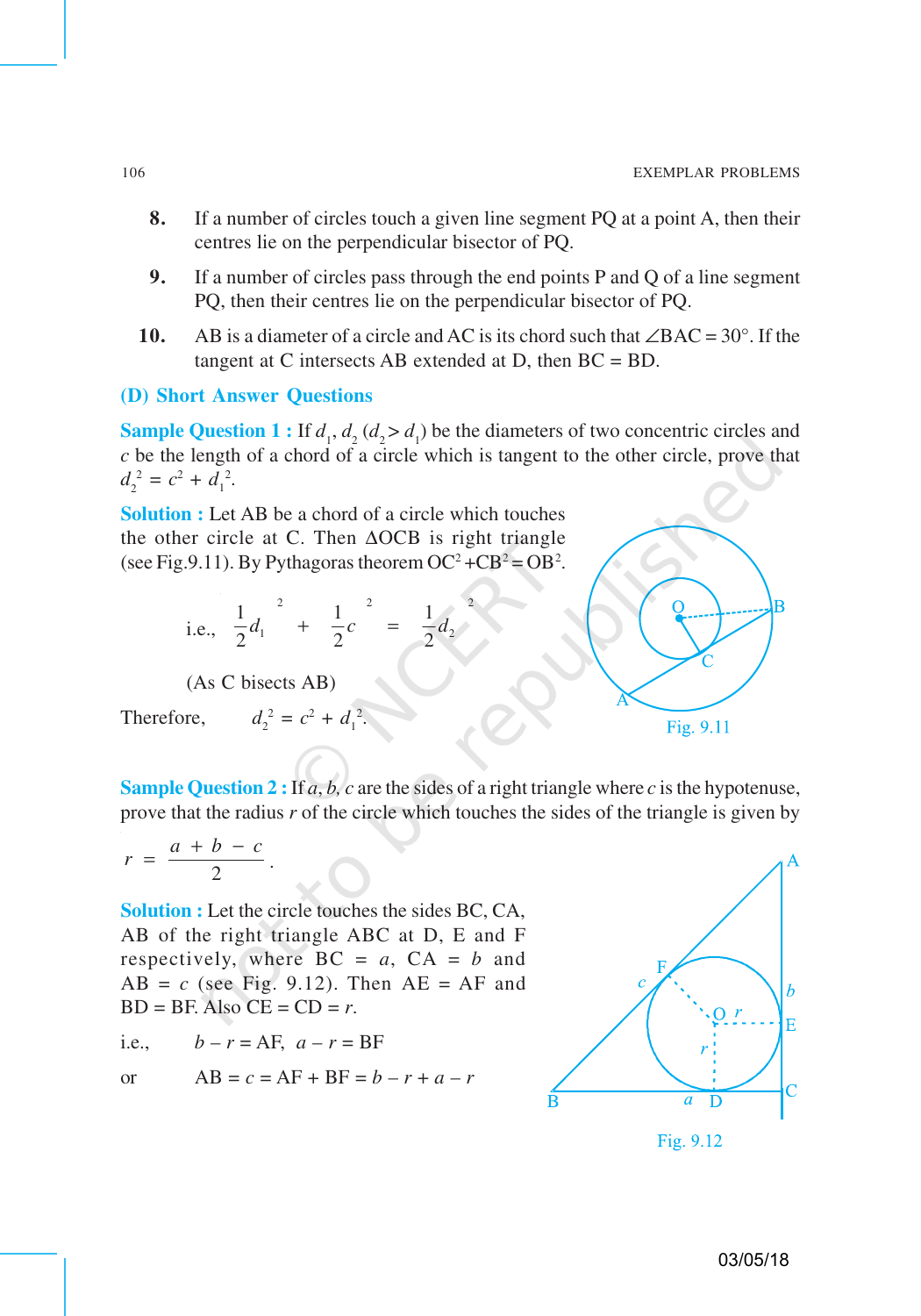8. If a number of circles touch a given line segment PQ at a point A, then their centres lie on the perpendicular bisector of PQ.

9. If a number of circles pass through the end points P and Q of a line segment PQ, then their centres lie on the perpendicular bisector of PQ.

10. AB is a diameter of a circle and AC is its chord such that $\angle BAC = 30°$. If the tangent at C intersects AB extended at D, then BC = BD.

## (D) Short Answer Questions

**Sample Question 1 :** If $d_1$, $d_2$ ($d_2 > d_1$) be the diameters of two concentric circles and $c$ be the length of a chord of a circle which is tangent to the other circle, prove that $d_2^2 = c^2 + d_1^2$.

**Solution :** Let AB be a chord of a circle which touches the other circle at C. Then $\Delta$OCB is right triangle (see Fig.9.11). By Pythagoras theorem $OC^2 + CB^2 = OB^2$.

i.e.,
$$\left(\frac{1}{2}d_1\right)^2 + \left(\frac{1}{2}c\right)^2 = \left(\frac{1}{2}d_2\right)^2$$

(As C bisects AB)

Therefore, $d_2^2 = c^2 + d_1^2$.

Fig. 9.11

**Sample Question 2 :** If $a$, $b$, $c$ are the sides of a right triangle where $c$ is the hypotenuse, prove that the radius $r$ of the circle which touches the sides of the triangle is given by

$$r = \frac{a + b - c}{2}.$$

**Solution :** Let the circle touches the sides BC, CA, AB of the right triangle ABC at D, E and F respectively, where BC = $a$, CA = $b$ and AB = $c$ (see Fig. 9.12). Then AE = AF and BD = BF. Also CE = CD = $r$.

i.e., $b - r = AF$, $a - r = BF$

or AB = $c$ = AF + BF = $b - r + a - r$

Fig. 9.12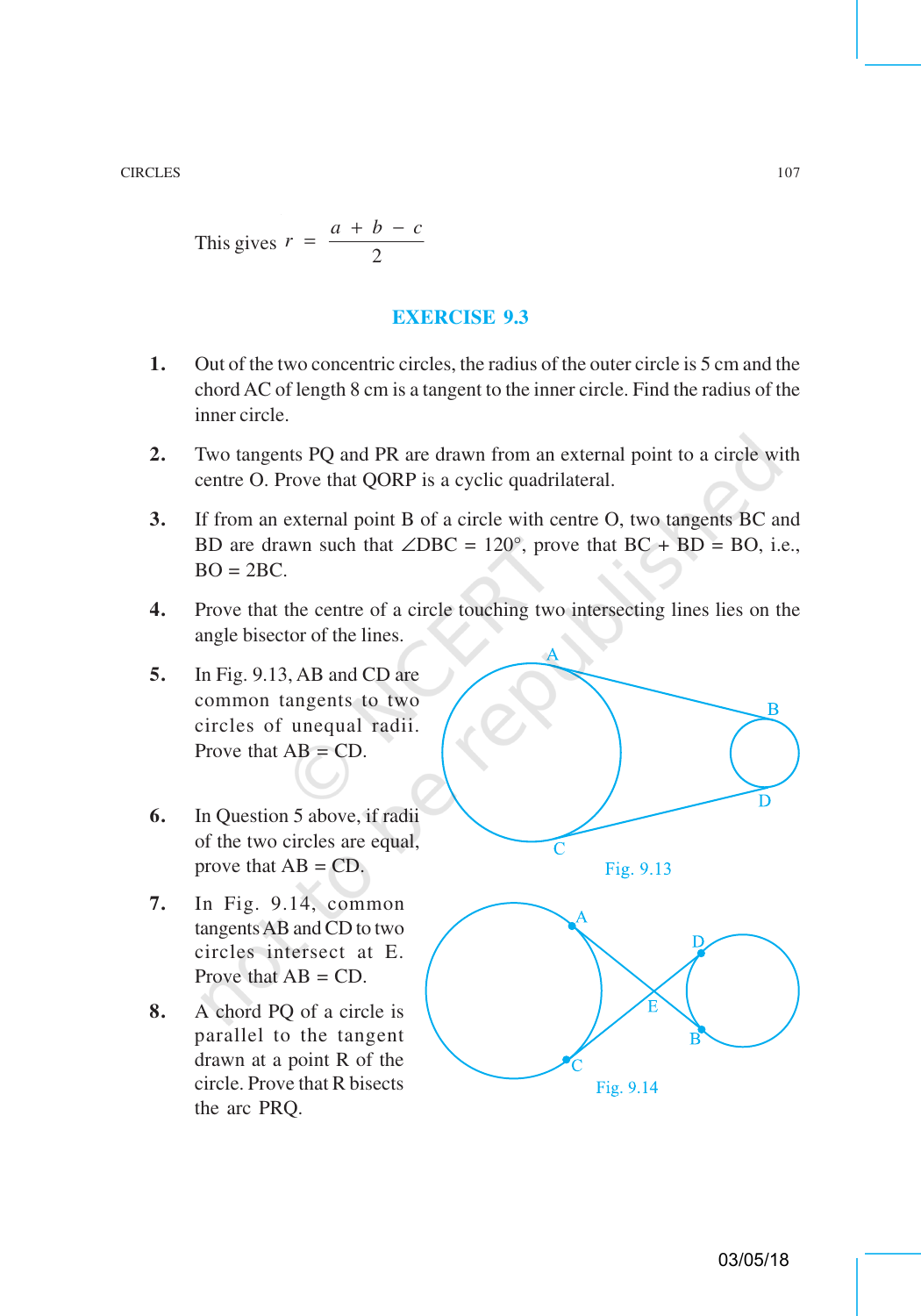This gives $r = \dfrac{a + b - c}{2}$

## EXERCISE 9.3

1. Out of the two concentric circles, the radius of the outer circle is 5 cm and the chord AC of length 8 cm is a tangent to the inner circle. Find the radius of the inner circle.

2. Two tangents PQ and PR are drawn from an external point to a circle with centre O. Prove that QORP is a cyclic quadrilateral.

3. If from an external point B of a circle with centre O, two tangents BC and BD are drawn such that $\angle DBC = 120°$, prove that BC + BD = BO, i.e., BO = 2BC.

4. Prove that the centre of a circle touching two intersecting lines lies on the angle bisector of the lines.

5. In Fig. 9.13, AB and CD are common tangents to two circles of unequal radii. Prove that AB = CD.

Fig. 9.13

6. In Question 5 above, if radii of the two circles are equal, prove that AB = CD.

7. In Fig. 9.14, common tangents AB and CD to two circles intersect at E. Prove that AB = CD.

Fig. 9.14

8. A chord PQ of a circle is parallel to the tangent drawn at a point R of the circle. Prove that R bisects the arc PRQ.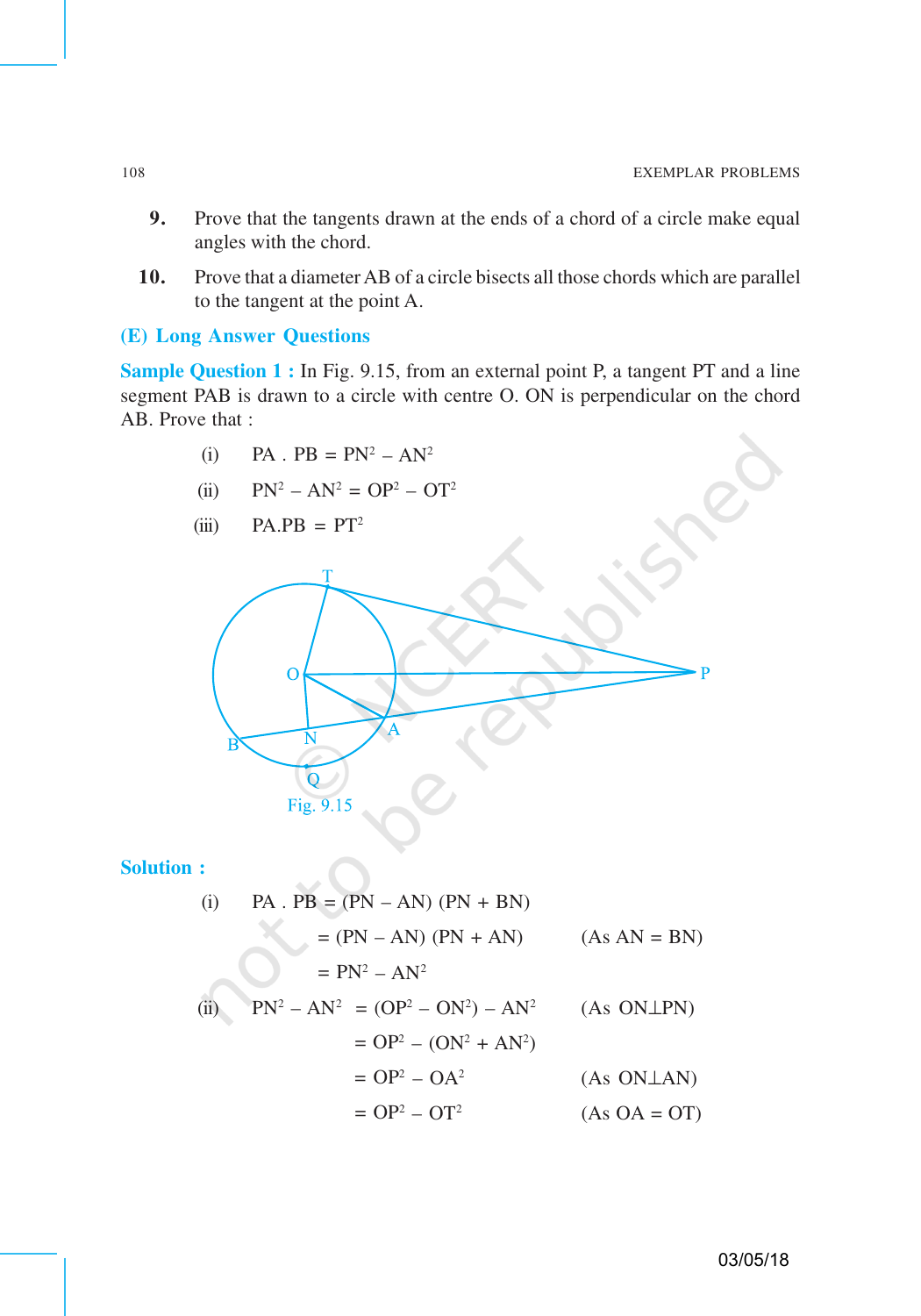9. Prove that the tangents drawn at the ends of a chord of a circle make equal angles with the chord.

10. Prove that a diameter AB of a circle bisects all those chords which are parallel to the tangent at the point A.

## (E) Long Answer Questions

**Sample Question 1 :** In Fig. 9.15, from an external point P, a tangent PT and a line segment PAB is drawn to a circle with centre O. ON is perpendicular on the chord AB. Prove that :

(i) $PA \cdot PB = PN^2 - AN^2$

(ii) $PN^2 - AN^2 = OP^2 - OT^2$

(iii) $PA.PB = PT^2$

Fig. 9.15

**Solution :**

(i) $PA \cdot PB = (PN - AN)(PN + BN)$

$= (PN - AN)(PN + AN)$ (As AN = BN)

$= PN^2 - AN^2$

(ii) $PN^2 - AN^2 = (OP^2 - ON^2) - AN^2$ (As $ON \perp PN$)

$= OP^2 - (ON^2 + AN^2)$

$= OP^2 - OA^2$ (As $ON \perp AN$)

$= OP^2 - OT^2$ (As OA = OT)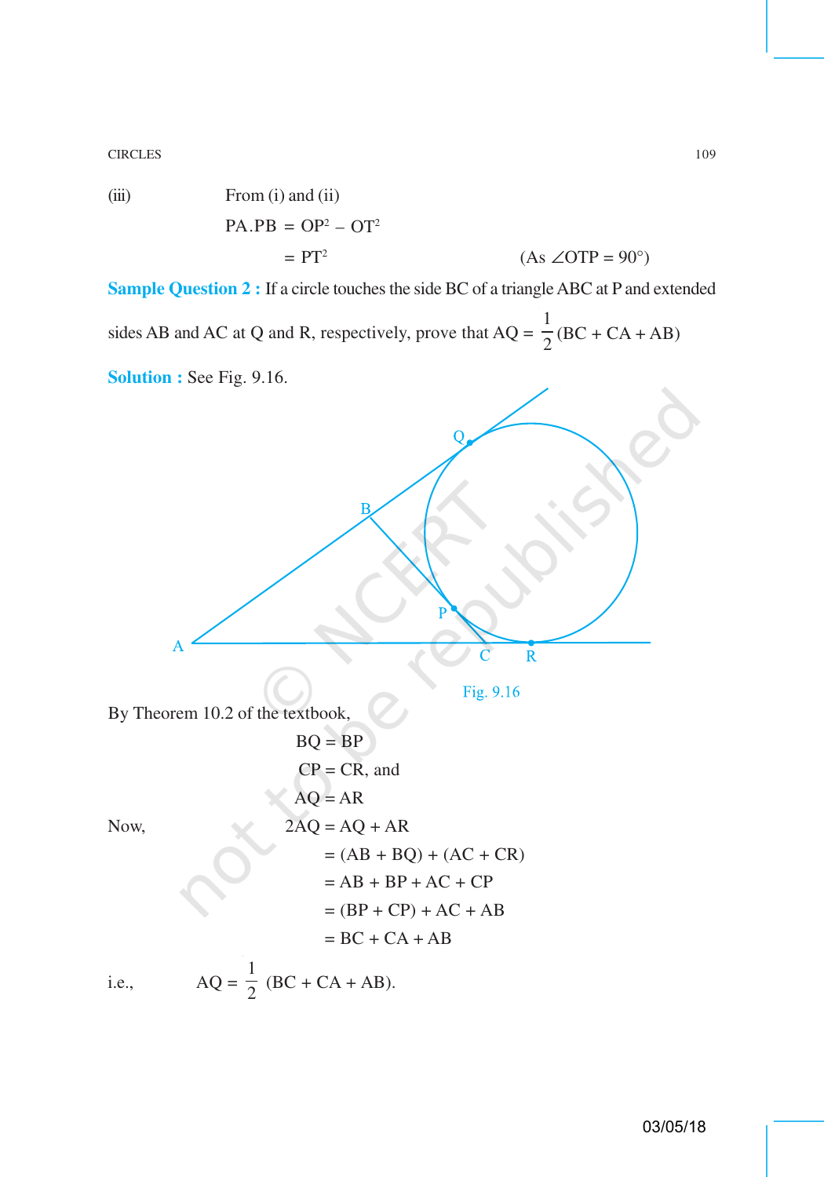(iii) From (i) and (ii)

$$PA.PB = OP^2 - OT^2$$

$$= PT^2 \qquad (\text{As } \angle OTP = 90°)$$

**Sample Question 2 :** If a circle touches the side BC of a triangle ABC at P and extended sides AB and AC at Q and R, respectively, prove that $AQ = \frac{1}{2}(BC + CA + AB)$

**Solution :** See Fig. 9.16.

Fig. 9.16

By Theorem 10.2 of the textbook,

$$BQ = BP$$

$$CP = CR, \text{ and}$$

$$AQ = AR$$

Now,

$$2AQ = AQ + AR$$

$$= (AB + BQ) + (AC + CR)$$

$$= AB + BP + AC + CP$$

$$= (BP + CP) + AC + AB$$

$$= BC + CA + AB$$

i.e., $AQ = \frac{1}{2}(BC + CA + AB)$.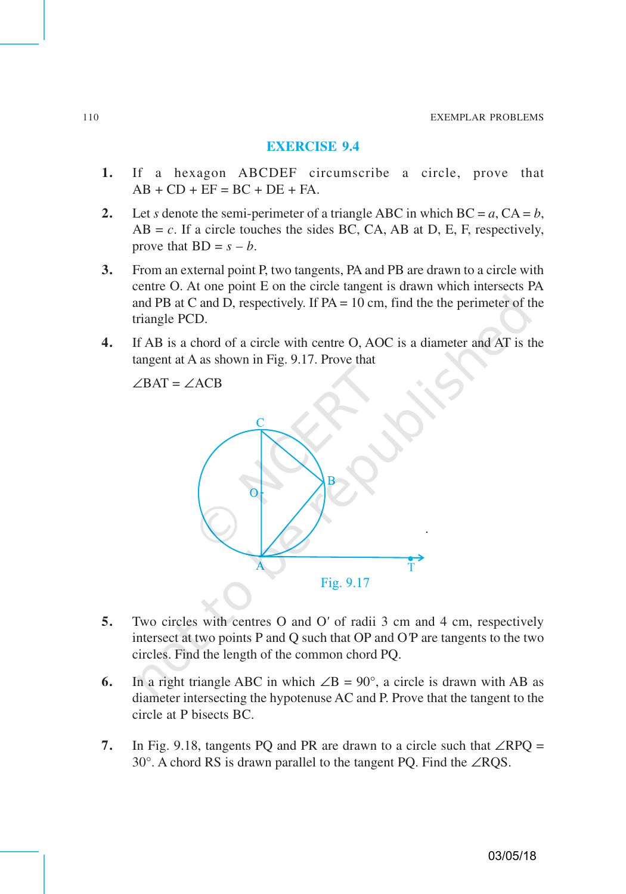## EXERCISE 9.4

1. If a hexagon ABCDEF circumscribe a circle, prove that AB + CD + EF = BC + DE + FA.

2. Let $s$ denote the semi-perimeter of a triangle ABC in which BC = $a$, CA = $b$, AB = $c$. If a circle touches the sides BC, CA, AB at D, E, F, respectively, prove that BD = $s - b$.

3. From an external point P, two tangents, PA and PB are drawn to a circle with centre O. At one point E on the circle tangent is drawn which intersects PA and PB at C and D, respectively. If PA = 10 cm, find the the perimeter of the triangle PCD.

4. If AB is a chord of a circle with centre O, AOC is a diameter and AT is the tangent at A as shown in Fig. 9.17. Prove that

   $\angle BAT = \angle ACB$

Fig. 9.17

5. Two circles with centres O and O′ of radii 3 cm and 4 cm, respectively intersect at two points P and Q such that OP and O′P are tangents to the two circles. Find the length of the common chord PQ.

6. In a right triangle ABC in which $\angle B = 90°$, a circle is drawn with AB as diameter intersecting the hypotenuse AC and P. Prove that the tangent to the circle at P bisects BC.

7. In Fig. 9.18, tangents PQ and PR are drawn to a circle such that $\angle RPQ = 30°$. A chord RS is drawn parallel to the tangent PQ. Find the $\angle RQS$.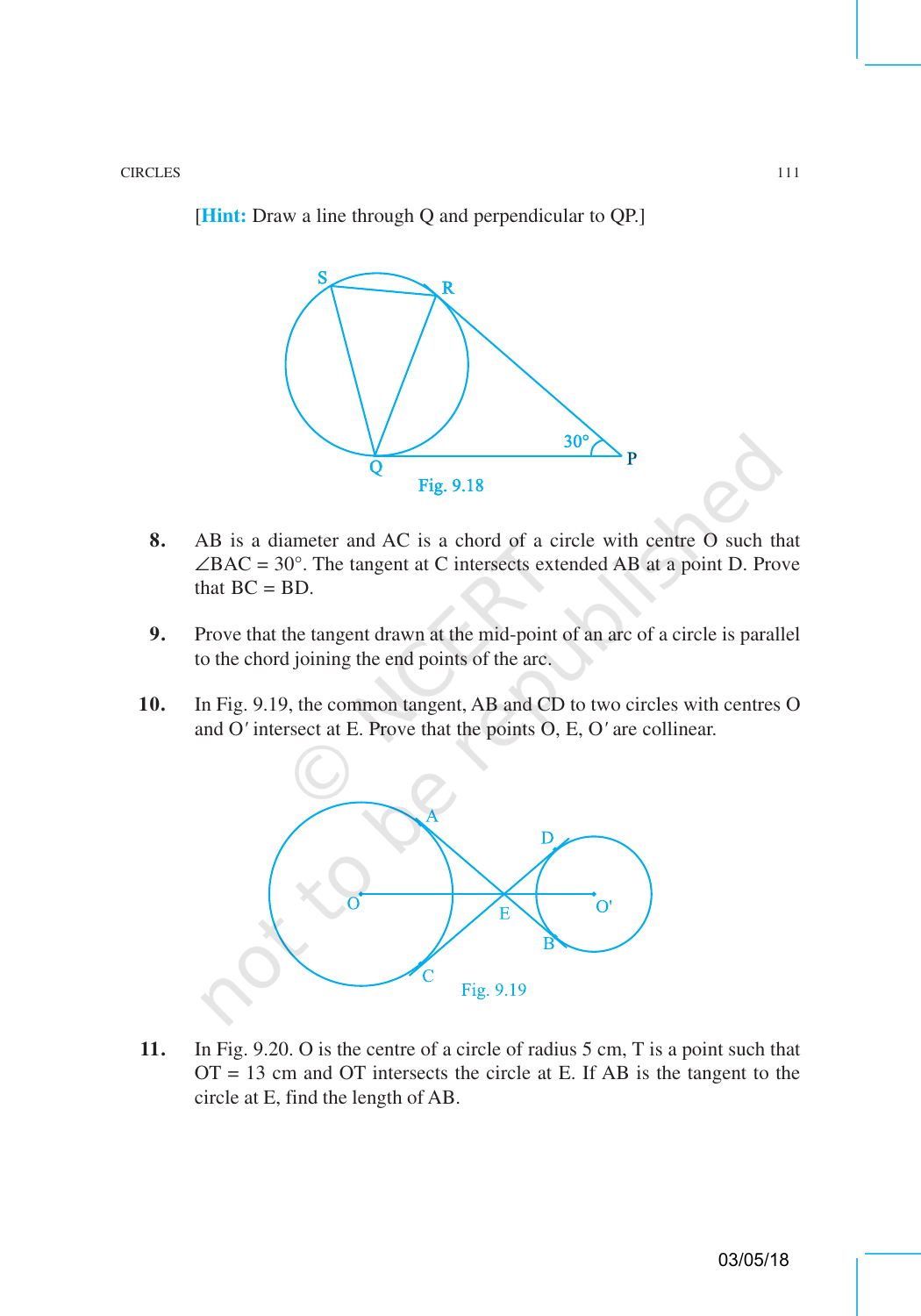[**Hint:** Draw a line through Q and perpendicular to QP.]

Fig. 9.18

8. AB is a diameter and AC is a chord of a circle with centre O such that $\angle BAC = 30°$. The tangent at C intersects extended AB at a point D. Prove that BC = BD.

9. Prove that the tangent drawn at the mid-point of an arc of a circle is parallel to the chord joining the end points of the arc.

10. In Fig. 9.19, the common tangent, AB and CD to two circles with centres O and O′ intersect at E. Prove that the points O, E, O′ are collinear.

Fig. 9.19

11. In Fig. 9.20. O is the centre of a circle of radius 5 cm, T is a point such that OT = 13 cm and OT intersects the circle at E. If AB is the tangent to the circle at E, find the length of AB.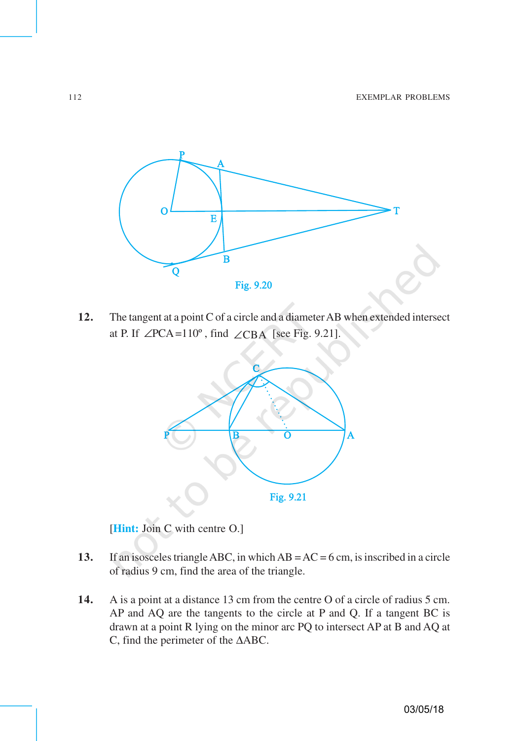Fig. 9.20

**12.** The tangent at a point C of a circle and a diameter AB when extended intersect at P. If $\angle PCA = 110^\circ$, find $\angle CBA$ [see Fig. 9.21].

Fig. 9.21

[**Hint:** Join C with centre O.]

**13.** If an isosceles triangle ABC, in which AB = AC = 6 cm, is inscribed in a circle of radius 9 cm, find the area of the triangle.

**14.** A is a point at a distance 13 cm from the centre O of a circle of radius 5 cm. AP and AQ are the tangents to the circle at P and Q. If a tangent BC is drawn at a point R lying on the minor arc PQ to intersect AP at B and AQ at C, find the perimeter of the $\Delta$ABC.